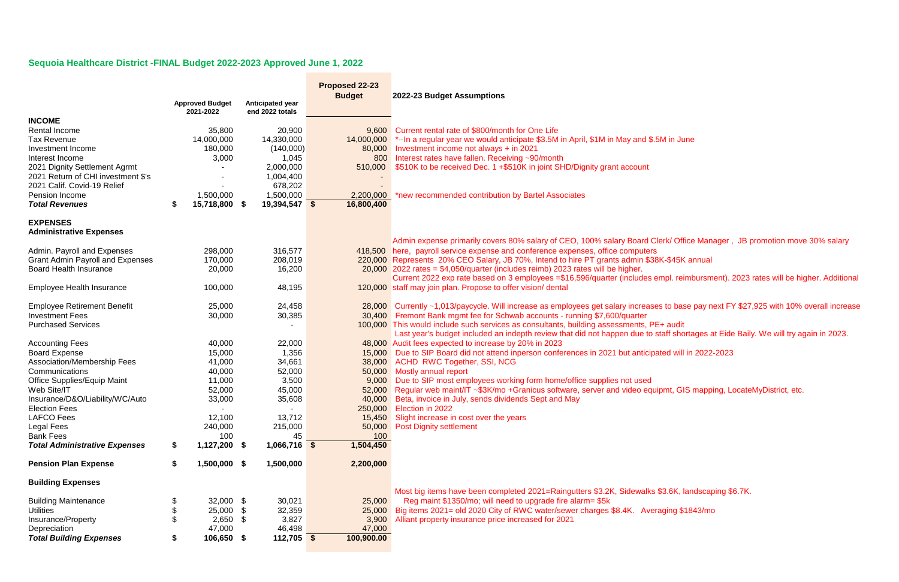## Sequoia Healthcare District -FINAL Budget 2022-2023 Approved June 1, 2022

| | Approved Budget 2021-2022 | Anticipated year end 2022 totals | Proposed 22-23 Budget | 2022-2023 Budget Assumptions |
|---|---|---|---|---|
| **INCOME** | | | | |
| Rental Income | 35,800 | 20,900 | 9,600 | Current rental rate of $800/month for One Life |
| Tax Revenue | 14,000,000 | 14,330,000 | 14,000,000 | *--In a regular year we would anticipate $3.5M in April, $1M in May and $.5M in June |
| Investment Income | 180,000 | (140,000) | 80,000 | Investment income not always + in 2021 |
| Interest Income | 3,000 | 1,045 | 800 | Interest rates have fallen. Receiving ~90/month |
| 2021 Dignity Settlement Agrmt | - | 2,000,000 | 510,000 | $510K to be received Dec. 1 +$510K in joint SHD/Dignity grant account |
| 2021 Return of CHI investment $'s | - | 1,004,400 | - | |
| 2021 Calif. Covid-19 Relief | - | 678,202 | - | |
| Pension Income | 1,500,000 | 1,500,000 | 2,200,000 | *new recommended contribution by Bartel Associates |
| ***Total Revenues*** | **$ 15,718,800** | **$ 19,394,547** | **$ 16,800,400** | |
| **EXPENSES** | | | | |
| **Administrative Expenses** | | | | |
| Admin. Payroll and Expenses | 298,000 | 316,577 | 418,500 | Admin expense primarily covers 80% salary of CEO, 100% salary Board Clerk/ Office Manager , JB promotion move 30% salary here, payroll service expense and conference expenses, office computers |
| Grant Admin Payroll and Expenses | 170,000 | 208,019 | 220,000 | Represents 20% CEO Salary, JB 70%, Intend to hire PT grants admin $38K-$45K annual |
| Board Health Insurance | 20,000 | 16,200 | 20,000 | 2022 rates = $4,050/quarter (includes reimb) 2023 rates will be higher. |
| Employee Health Insurance | 100,000 | 48,195 | 120,000 | Current 2022 exp rate based on 3 employees =$16,596/quarter (includes empl. reimbursment). 2023 rates will be higher. Additional staff may join plan. Propose to offer vision/ dental |
| Employee Retirement Benefit | 25,000 | 24,458 | 28,000 | Currently ~1,013/paycycle. Will increase as employees get salary increases to base pay next FY $27,925 with 10% overall increase |
| Investment Fees | 30,000 | 30,385 | 30,400 | Fremont Bank mgmt fee for Schwab accounts - running $7,600/quarter |
| Purchased Services | | - | 100,000 | This would include such services as consultants, building assessments, PE+ audit |
| Accounting Fees | 40,000 | 22,000 | 48,000 | Last year's budget included an indepth review that did not happen due to staff shortages at Eide Baily. We will try again in 2023. Audit fees expected to increase by 20% in 2023 |
| Board Expense | 15,000 | 1,356 | 15,000 | Due to SIP Board did not attend inperson conferences in 2021 but anticipated will in 2022-2023 |
| Association/Membership Fees | 41,000 | 34,661 | 38,000 | ACHD RWC Together, SSI, NCG |
| Communications | 40,000 | 52,000 | 50,000 | Mostly annual report |
| Office Supplies/Equip Maint | 11,000 | 3,500 | 9,000 | Due to SIP most employees working form home/office supplies not used |
| Web Site/IT | 52,000 | 45,000 | 52,000 | Regular web maint/IT ~$3K/mo +Granicus software, server and video equipmt, GIS mapping, LocateMyDistrict, etc. |
| Insurance/D&O/Liability/WC/Auto | 33,000 | 35,608 | 40,000 | Beta, invoice in July, sends dividends Sept and May |
| Election Fees | - | - | 250,000 | Election in 2022 |
| LAFCO Fees | 12,100 | 13,712 | 15,450 | Slight increase in cost over the years |
| Legal Fees | 240,000 | 215,000 | 50,000 | Post Dignity settlement |
| Bank Fees | 100 | 45 | 100 | |
| ***Total Administrative Expenses*** | **$ 1,127,200** | **$ 1,066,716** | **$ 1,504,450** | |
| **Pension Plan Expense** | **$ 1,500,000** | **$ 1,500,000** | **2,200,000** | |
| **Building Expenses** | | | | |
| Building Maintenance | $ 32,000 | $ 30,021 | 25,000 | Most big items have been completed 2021=Raingutters $3.2K, Sidewalks $3.6K, landscaping $6.7K. Reg maint $1350/mo; will need to upgrade fire alarm= $5k |
| Utilities | $ 25,000 | $ 32,359 | 25,000 | Big items 2021= old 2020 City of RWC water/sewer charges $8.4K. Averaging $1843/mo |
| Insurance/Property | $ 2,650 | $ 3,827 | 3,900 | Alliant property insurance price increased for 2021 |
| Depreciation | 47,000 | 46,498 | 47,000 | |
| ***Total Building Expenses*** | **$ 106,650** | **$ 112,705** | **$ 100,900.00** | |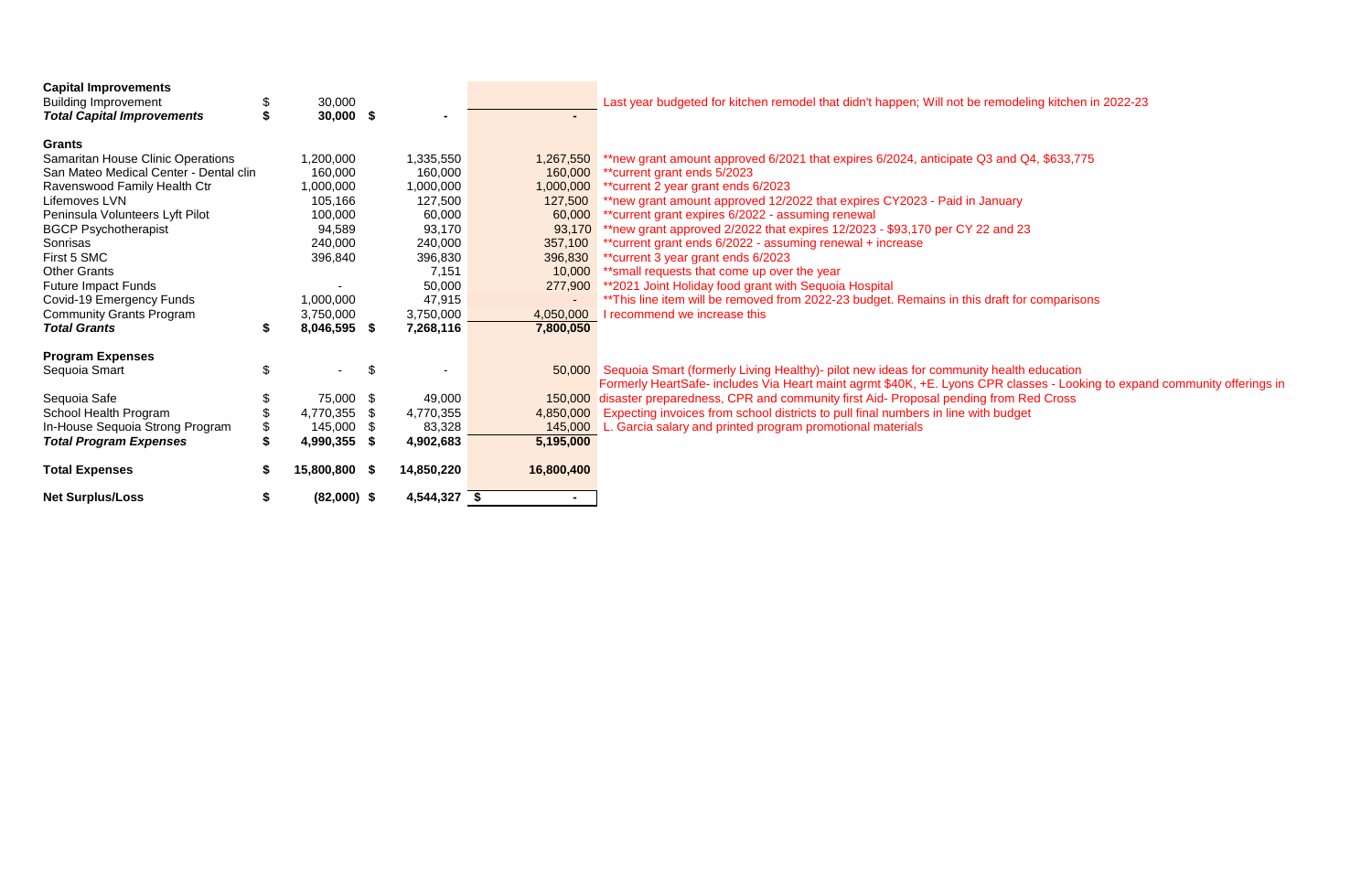| | | | | |
|---|---|---|---|---|
| **Capital Improvements** | | | | |
| Building Improvement | $ 30,000 | | | Last year budgeted for kitchen remodel that didn't happen; Will not be remodeling kitchen in 2022-23 |
| ***Total Capital Improvements*** | **$ 30,000** | **$ -** | **-** | |
| | | | | |
| **Grants** | | | | |
| Samaritan House Clinic Operations | 1,200,000 | 1,335,550 | 1,267,550 | **new grant amount approved 6/2021 that expires 6/2024, anticipate Q3 and Q4, $633,775 |
| San Mateo Medical Center - Dental clin | 160,000 | 160,000 | 160,000 | **current grant ends 5/2023 |
| Ravenswood Family Health Ctr | 1,000,000 | 1,000,000 | 1,000,000 | **current 2 year grant ends 6/2023 |
| Lifemoves LVN | 105,166 | 127,500 | 127,500 | **new grant amount approved 12/2022 that expires CY2023 - Paid in January |
| Peninsula Volunteers Lyft Pilot | 100,000 | 60,000 | 60,000 | **current grant expires 6/2022 - assuming renewal |
| BGCP Psychotherapist | 94,589 | 93,170 | 93,170 | **new grant approved 2/2022 that expires 12/2023 - $93,170 per CY 22 and 23 |
| Sonrisas | 240,000 | 240,000 | 357,100 | **current grant ends 6/2022 - assuming renewal + increase |
| First 5 SMC | 396,840 | 396,830 | 396,830 | **current 3 year grant ends 6/2023 |
| Other Grants | | 7,151 | 10,000 | **small requests that come up over the year |
| Future Impact Funds | - | 50,000 | 277,900 | **2021 Joint Holiday food grant with Sequoia Hospital |
| Covid-19 Emergency Funds | 1,000,000 | 47,915 | - | **This line item will be removed from 2022-23 budget. Remains in this draft for comparisons |
| Community Grants Program | 3,750,000 | 3,750,000 | 4,050,000 | I recommend we increase this |
| ***Total Grants*** | **$ 8,046,595** | **$ 7,268,116** | **7,800,050** | |
| | | | | |
| **Program Expenses** | | | | |
| Sequoia Smart | $ - | $ - | 50,000 | Sequoia Smart (formerly Living Healthy)- pilot new ideas for community health education |
| Sequoia Safe | $ 75,000 | $ 49,000 | 150,000 | Formerly HeartSafe- includes Via Heart maint agrmt $40K, +E. Lyons CPR classes - Looking to expand community offerings in disaster preparedness, CPR and community first Aid- Proposal pending from Red Cross |
| School Health Program | $ 4,770,355 | $ 4,770,355 | 4,850,000 | Expecting invoices from school districts to pull final numbers in line with budget |
| In-House Sequoia Strong Program | $ 145,000 | $ 83,328 | 145,000 | L. Garcia salary and printed program promotional materials |
| ***Total Program Expenses*** | **$ 4,990,355** | **$ 4,902,683** | **5,195,000** | |
| | | | | |
| **Total Expenses** | **$ 15,800,800** | **$ 14,850,220** | **16,800,400** | |
| | | | | |
| **Net Surplus/Loss** | **$ (82,000)** | **$ 4,544,327** | **$ -** | |